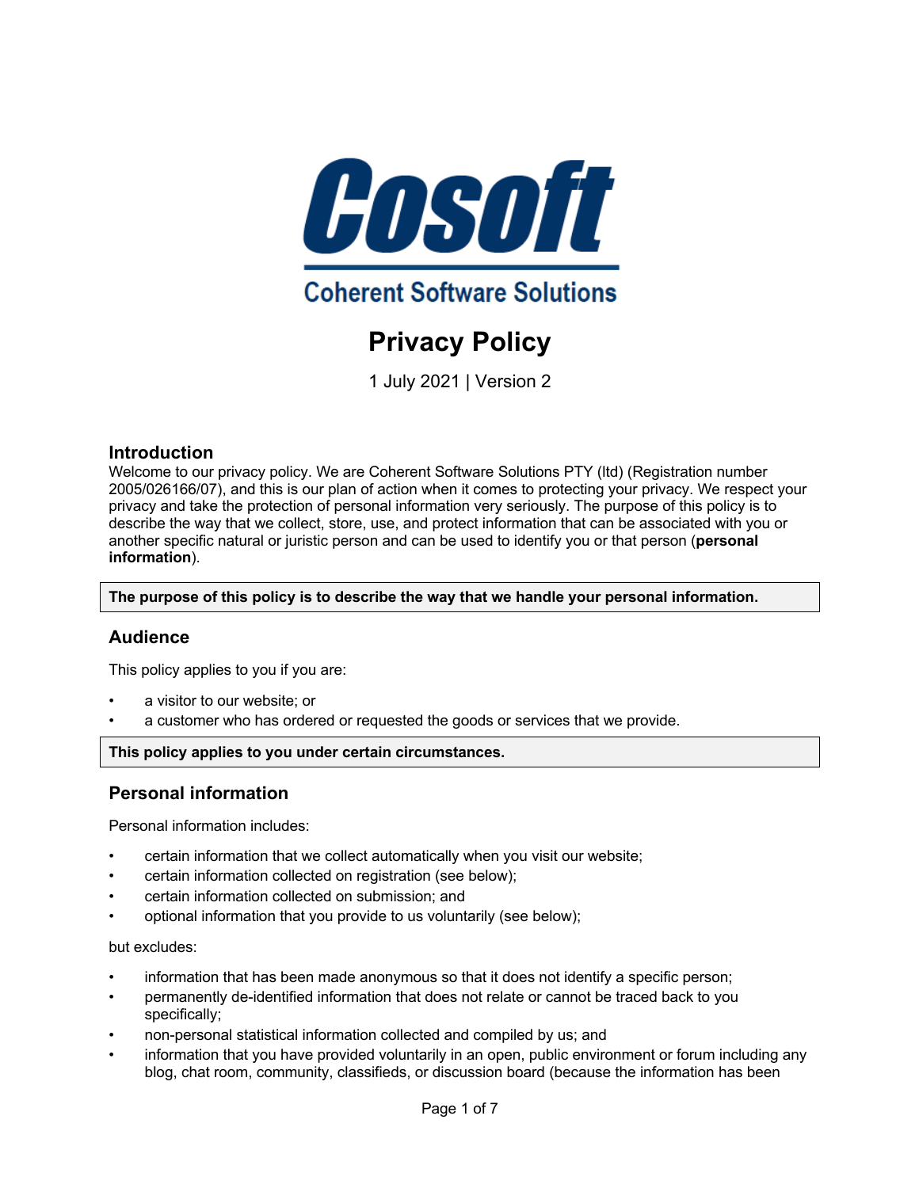Cosoft

Coherent Software Solutions

# Privacy Policy

1 July 2021 | Version 2

## Introduction

Welcome to our privacy policy. We are Coherent Software Solutions PTY (ltd) (Registration number 2005/026166/07), and this is our plan of action when it comes to protecting your privacy. We respect your privacy and take the protection of personal information very seriously. The purpose of this policy is to describe the way that we collect, store, use, and protect information that can be associated with you or another specific natural or juristic person and can be used to identify you or that person (**personal information**).

**The purpose of this policy is to describe the way that we handle your personal information.**

## Audience

This policy applies to you if you are:

- a visitor to our website; or
- a customer who has ordered or requested the goods or services that we provide.

**This policy applies to you under certain circumstances.**

## Personal information

Personal information includes:

- certain information that we collect automatically when you visit our website;
- certain information collected on registration (see below);
- certain information collected on submission; and
- optional information that you provide to us voluntarily (see below);

but excludes:

- information that has been made anonymous so that it does not identify a specific person;
- permanently de-identified information that does not relate or cannot be traced back to you specifically;
- non-personal statistical information collected and compiled by us; and
- information that you have provided voluntarily in an open, public environment or forum including any blog, chat room, community, classifieds, or discussion board (because the information has been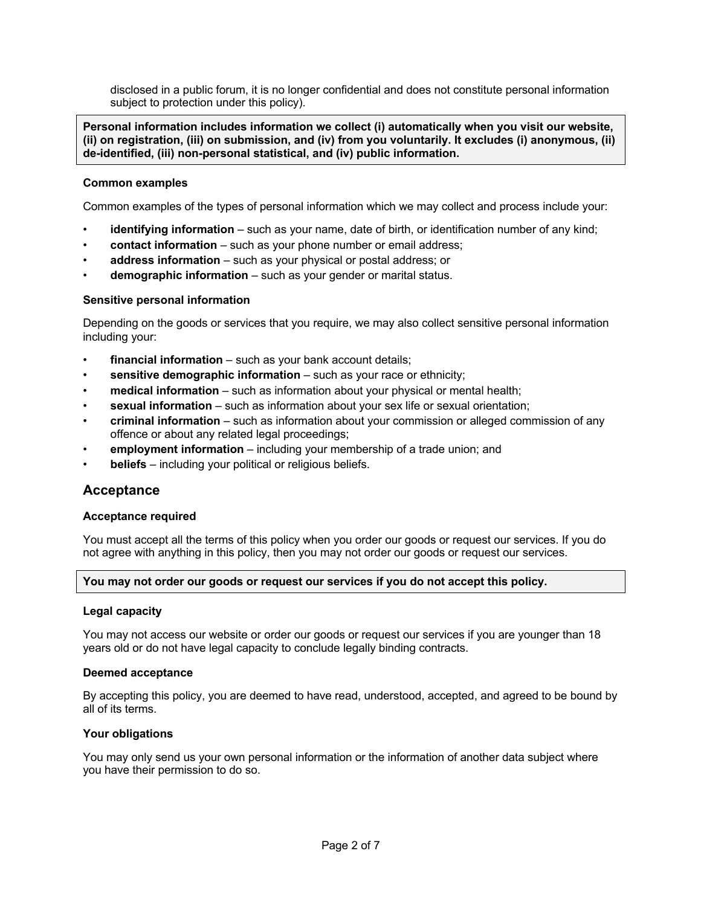disclosed in a public forum, it is no longer confidential and does not constitute personal information subject to protection under this policy).

> **Personal information includes information we collect (i) automatically when you visit our website, (ii) on registration, (iii) on submission, and (iv) from you voluntarily. It excludes (i) anonymous, (ii) de-identified, (iii) non-personal statistical, and (iv) public information.**

#### Common examples

Common examples of the types of personal information which we may collect and process include your:

- **identifying information** – such as your name, date of birth, or identification number of any kind;
- **contact information** – such as your phone number or email address;
- **address information** – such as your physical or postal address; or
- **demographic information** – such as your gender or marital status.

#### Sensitive personal information

Depending on the goods or services that you require, we may also collect sensitive personal information including your:

- **financial information** – such as your bank account details;
- **sensitive demographic information** – such as your race or ethnicity;
- **medical information** – such as information about your physical or mental health;
- **sexual information** – such as information about your sex life or sexual orientation;
- **criminal information** – such as information about your commission or alleged commission of any offence or about any related legal proceedings;
- **employment information** – including your membership of a trade union; and
- **beliefs** – including your political or religious beliefs.

## Acceptance

#### Acceptance required

You must accept all the terms of this policy when you order our goods or request our services. If you do not agree with anything in this policy, then you may not order our goods or request our services.

> **You may not order our goods or request our services if you do not accept this policy.**

#### Legal capacity

You may not access our website or order our goods or request our services if you are younger than 18 years old or do not have legal capacity to conclude legally binding contracts.

#### Deemed acceptance

By accepting this policy, you are deemed to have read, understood, accepted, and agreed to be bound by all of its terms.

#### Your obligations

You may only send us your own personal information or the information of another data subject where you have their permission to do so.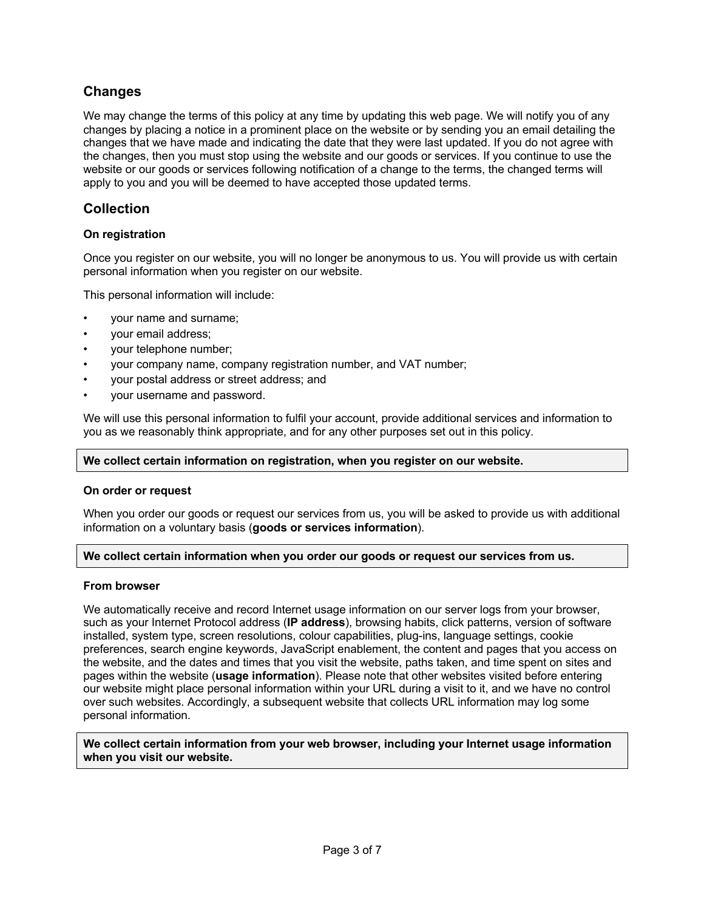## Changes

We may change the terms of this policy at any time by updating this web page. We will notify you of any changes by placing a notice in a prominent place on the website or by sending you an email detailing the changes that we have made and indicating the date that they were last updated. If you do not agree with the changes, then you must stop using the website and our goods or services. If you continue to use the website or our goods or services following notification of a change to the terms, the changed terms will apply to you and you will be deemed to have accepted those updated terms.

## Collection

### On registration

Once you register on our website, you will no longer be anonymous to us. You will provide us with certain personal information when you register on our website.

This personal information will include:

- your name and surname;
- your email address;
- your telephone number;
- your company name, company registration number, and VAT number;
- your postal address or street address; and
- your username and password.

We will use this personal information to fulfil your account, provide additional services and information to you as we reasonably think appropriate, and for any other purposes set out in this policy.

**We collect certain information on registration, when you register on our website.**

### On order or request

When you order our goods or request our services from us, you will be asked to provide us with additional information on a voluntary basis (**goods or services information**).

**We collect certain information when you order our goods or request our services from us.**

### From browser

We automatically receive and record Internet usage information on our server logs from your browser, such as your Internet Protocol address (**IP address**), browsing habits, click patterns, version of software installed, system type, screen resolutions, colour capabilities, plug-ins, language settings, cookie preferences, search engine keywords, JavaScript enablement, the content and pages that you access on the website, and the dates and times that you visit the website, paths taken, and time spent on sites and pages within the website (**usage information**). Please note that other websites visited before entering our website might place personal information within your URL during a visit to it, and we have no control over such websites. Accordingly, a subsequent website that collects URL information may log some personal information.

**We collect certain information from your web browser, including your Internet usage information when you visit our website.**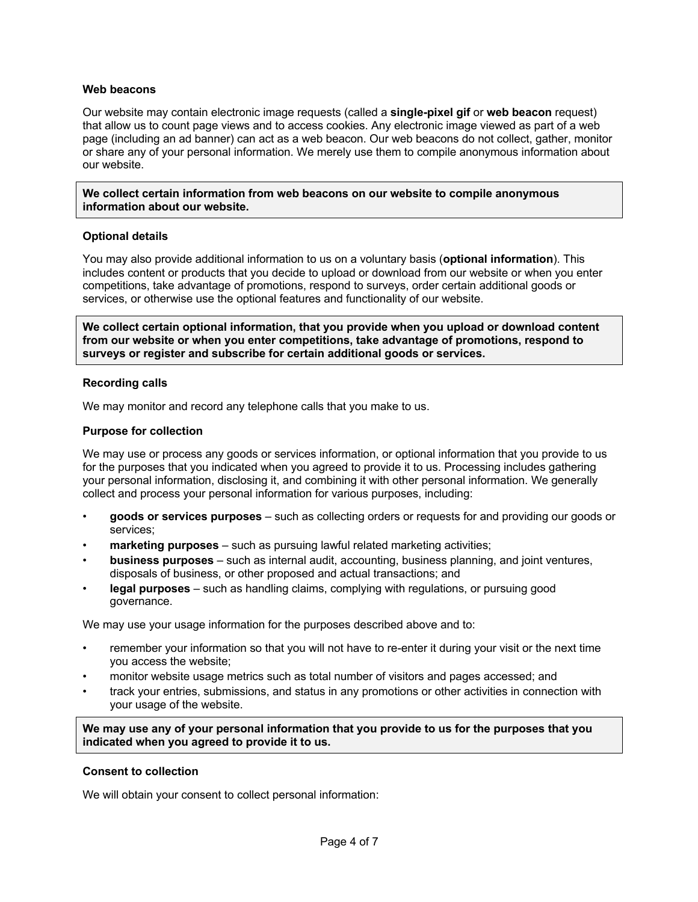### Web beacons

Our website may contain electronic image requests (called a **single-pixel gif** or **web beacon** request) that allow us to count page views and to access cookies. Any electronic image viewed as part of a web page (including an ad banner) can act as a web beacon. Our web beacons do not collect, gather, monitor or share any of your personal information. We merely use them to compile anonymous information about our website.

**We collect certain information from web beacons on our website to compile anonymous information about our website.**

### Optional details

You may also provide additional information to us on a voluntary basis (**optional information**). This includes content or products that you decide to upload or download from our website or when you enter competitions, take advantage of promotions, respond to surveys, order certain additional goods or services, or otherwise use the optional features and functionality of our website.

**We collect certain optional information, that you provide when you upload or download content from our website or when you enter competitions, take advantage of promotions, respond to surveys or register and subscribe for certain additional goods or services.**

### Recording calls

We may monitor and record any telephone calls that you make to us.

### Purpose for collection

We may use or process any goods or services information, or optional information that you provide to us for the purposes that you indicated when you agreed to provide it to us. Processing includes gathering your personal information, disclosing it, and combining it with other personal information. We generally collect and process your personal information for various purposes, including:

- **goods or services purposes** – such as collecting orders or requests for and providing our goods or services;
- **marketing purposes** – such as pursuing lawful related marketing activities;
- **business purposes** – such as internal audit, accounting, business planning, and joint ventures, disposals of business, or other proposed and actual transactions; and
- **legal purposes** – such as handling claims, complying with regulations, or pursuing good governance.

We may use your usage information for the purposes described above and to:

- remember your information so that you will not have to re-enter it during your visit or the next time you access the website;
- monitor website usage metrics such as total number of visitors and pages accessed; and
- track your entries, submissions, and status in any promotions or other activities in connection with your usage of the website.

**We may use any of your personal information that you provide to us for the purposes that you indicated when you agreed to provide it to us.**

### Consent to collection

We will obtain your consent to collect personal information: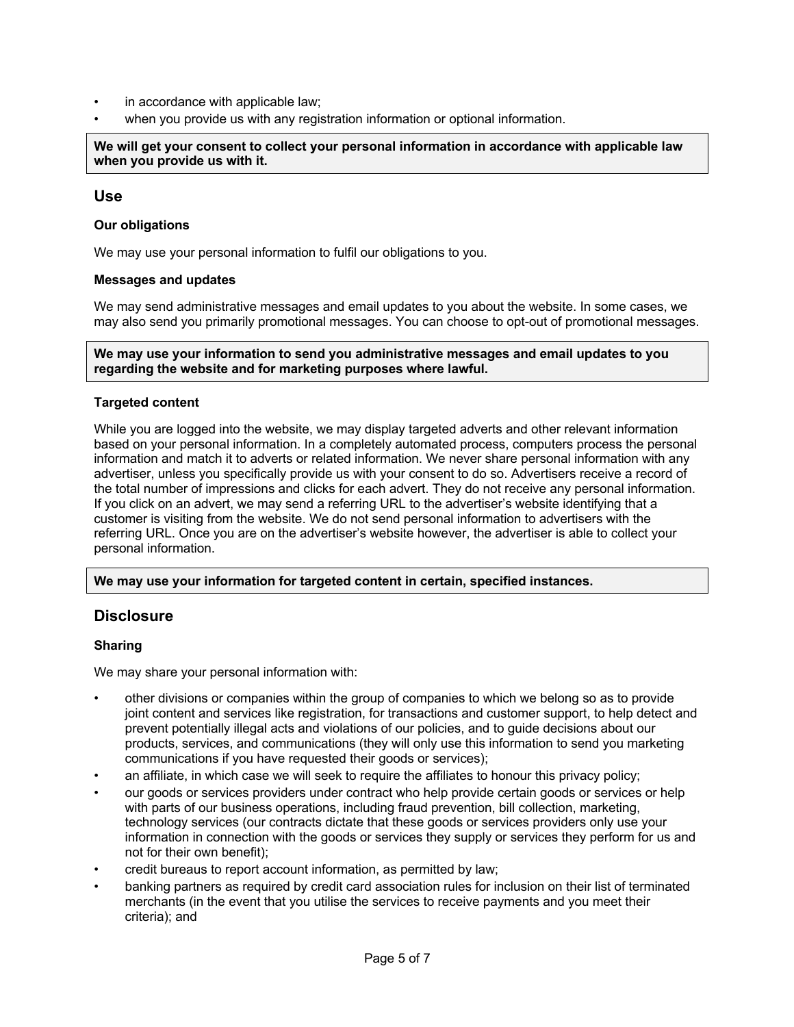- in accordance with applicable law;
- when you provide us with any registration information or optional information.

**We will get your consent to collect your personal information in accordance with applicable law when you provide us with it.**

## Use

### Our obligations

We may use your personal information to fulfil our obligations to you.

### Messages and updates

We may send administrative messages and email updates to you about the website. In some cases, we may also send you primarily promotional messages. You can choose to opt-out of promotional messages.

**We may use your information to send you administrative messages and email updates to you regarding the website and for marketing purposes where lawful.**

### Targeted content

While you are logged into the website, we may display targeted adverts and other relevant information based on your personal information. In a completely automated process, computers process the personal information and match it to adverts or related information. We never share personal information with any advertiser, unless you specifically provide us with your consent to do so. Advertisers receive a record of the total number of impressions and clicks for each advert. They do not receive any personal information. If you click on an advert, we may send a referring URL to the advertiser's website identifying that a customer is visiting from the website. We do not send personal information to advertisers with the referring URL. Once you are on the advertiser's website however, the advertiser is able to collect your personal information.

**We may use your information for targeted content in certain, specified instances.**

## Disclosure

### Sharing

We may share your personal information with:

- other divisions or companies within the group of companies to which we belong so as to provide joint content and services like registration, for transactions and customer support, to help detect and prevent potentially illegal acts and violations of our policies, and to guide decisions about our products, services, and communications (they will only use this information to send you marketing communications if you have requested their goods or services);
- an affiliate, in which case we will seek to require the affiliates to honour this privacy policy;
- our goods or services providers under contract who help provide certain goods or services or help with parts of our business operations, including fraud prevention, bill collection, marketing, technology services (our contracts dictate that these goods or services providers only use your information in connection with the goods or services they supply or services they perform for us and not for their own benefit);
- credit bureaus to report account information, as permitted by law;
- banking partners as required by credit card association rules for inclusion on their list of terminated merchants (in the event that you utilise the services to receive payments and you meet their criteria); and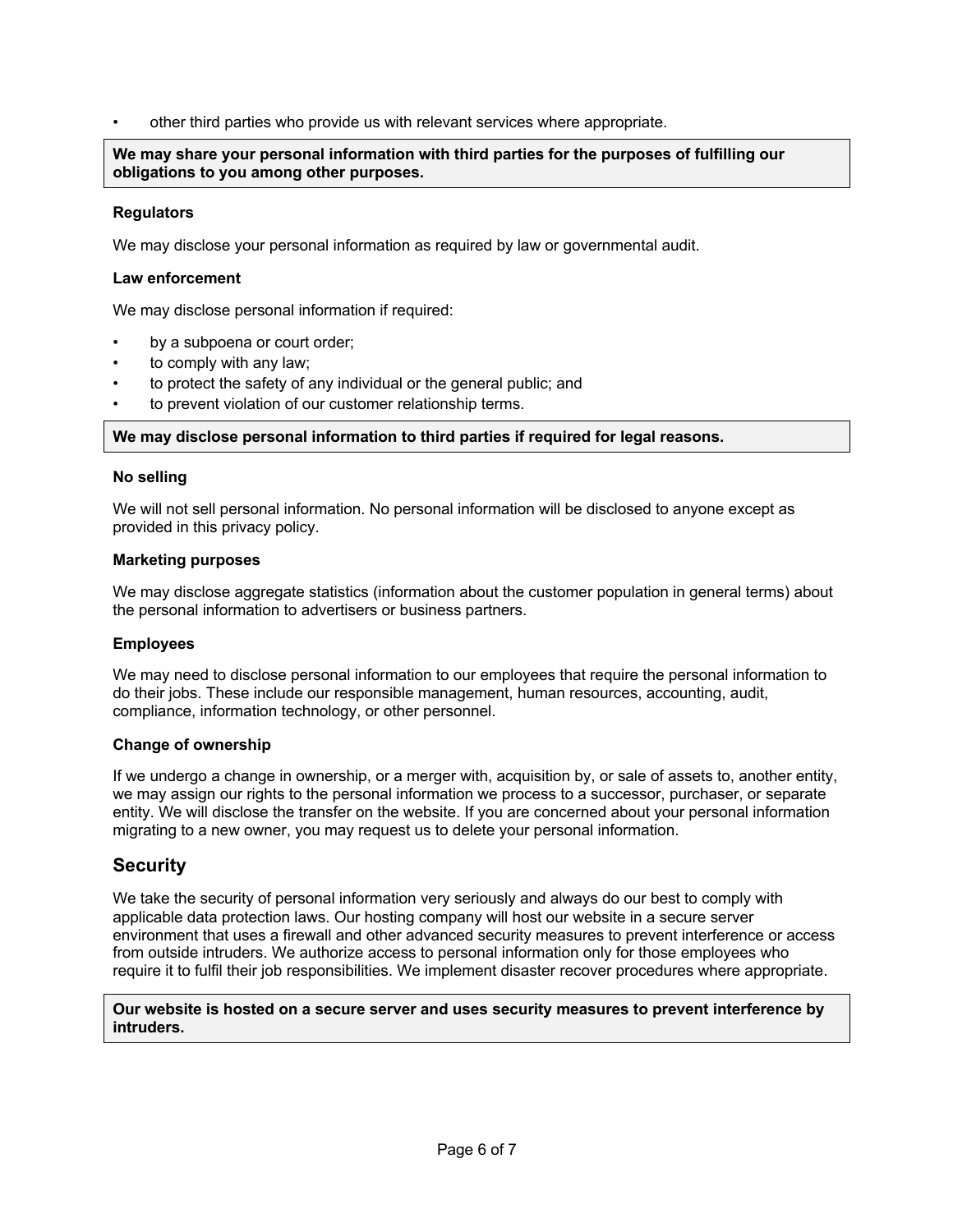- other third parties who provide us with relevant services where appropriate.

**We may share your personal information with third parties for the purposes of fulfilling our obligations to you among other purposes.**

#### Regulators

We may disclose your personal information as required by law or governmental audit.

#### Law enforcement

We may disclose personal information if required:

- by a subpoena or court order;
- to comply with any law;
- to protect the safety of any individual or the general public; and
- to prevent violation of our customer relationship terms.

**We may disclose personal information to third parties if required for legal reasons.**

#### No selling

We will not sell personal information. No personal information will be disclosed to anyone except as provided in this privacy policy.

#### Marketing purposes

We may disclose aggregate statistics (information about the customer population in general terms) about the personal information to advertisers or business partners.

#### Employees

We may need to disclose personal information to our employees that require the personal information to do their jobs. These include our responsible management, human resources, accounting, audit, compliance, information technology, or other personnel.

#### Change of ownership

If we undergo a change in ownership, or a merger with, acquisition by, or sale of assets to, another entity, we may assign our rights to the personal information we process to a successor, purchaser, or separate entity. We will disclose the transfer on the website. If you are concerned about your personal information migrating to a new owner, you may request us to delete your personal information.

## Security

We take the security of personal information very seriously and always do our best to comply with applicable data protection laws. Our hosting company will host our website in a secure server environment that uses a firewall and other advanced security measures to prevent interference or access from outside intruders. We authorize access to personal information only for those employees who require it to fulfil their job responsibilities. We implement disaster recover procedures where appropriate.

**Our website is hosted on a secure server and uses security measures to prevent interference by intruders.**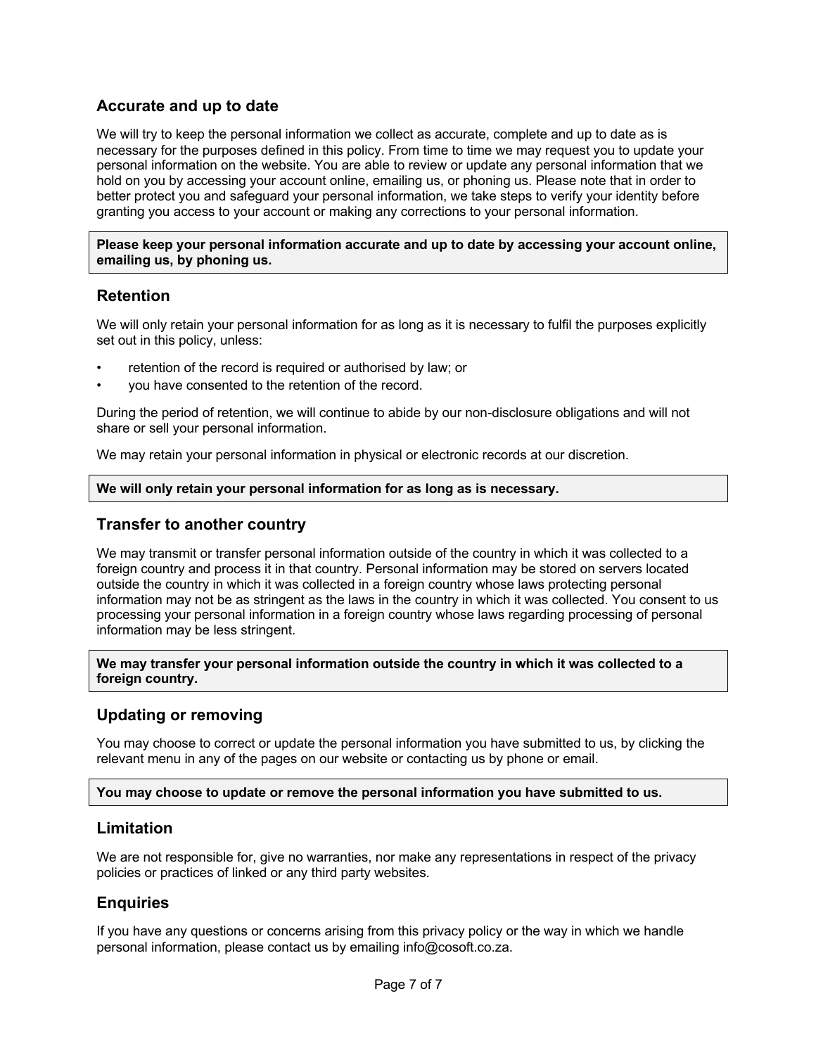## Accurate and up to date

We will try to keep the personal information we collect as accurate, complete and up to date as is necessary for the purposes defined in this policy. From time to time we may request you to update your personal information on the website. You are able to review or update any personal information that we hold on you by accessing your account online, emailing us, or phoning us. Please note that in order to better protect you and safeguard your personal information, we take steps to verify your identity before granting you access to your account or making any corrections to your personal information.

**Please keep your personal information accurate and up to date by accessing your account online, emailing us, by phoning us.**

## Retention

We will only retain your personal information for as long as it is necessary to fulfil the purposes explicitly set out in this policy, unless:

- retention of the record is required or authorised by law; or
- you have consented to the retention of the record.

During the period of retention, we will continue to abide by our non-disclosure obligations and will not share or sell your personal information.

We may retain your personal information in physical or electronic records at our discretion.

**We will only retain your personal information for as long as is necessary.**

## Transfer to another country

We may transmit or transfer personal information outside of the country in which it was collected to a foreign country and process it in that country. Personal information may be stored on servers located outside the country in which it was collected in a foreign country whose laws protecting personal information may not be as stringent as the laws in the country in which it was collected. You consent to us processing your personal information in a foreign country whose laws regarding processing of personal information may be less stringent.

**We may transfer your personal information outside the country in which it was collected to a foreign country.**

## Updating or removing

You may choose to correct or update the personal information you have submitted to us, by clicking the relevant menu in any of the pages on our website or contacting us by phone or email.

**You may choose to update or remove the personal information you have submitted to us.**

## Limitation

We are not responsible for, give no warranties, nor make any representations in respect of the privacy policies or practices of linked or any third party websites.

## Enquiries

If you have any questions or concerns arising from this privacy policy or the way in which we handle personal information, please contact us by emailing info@cosoft.co.za.